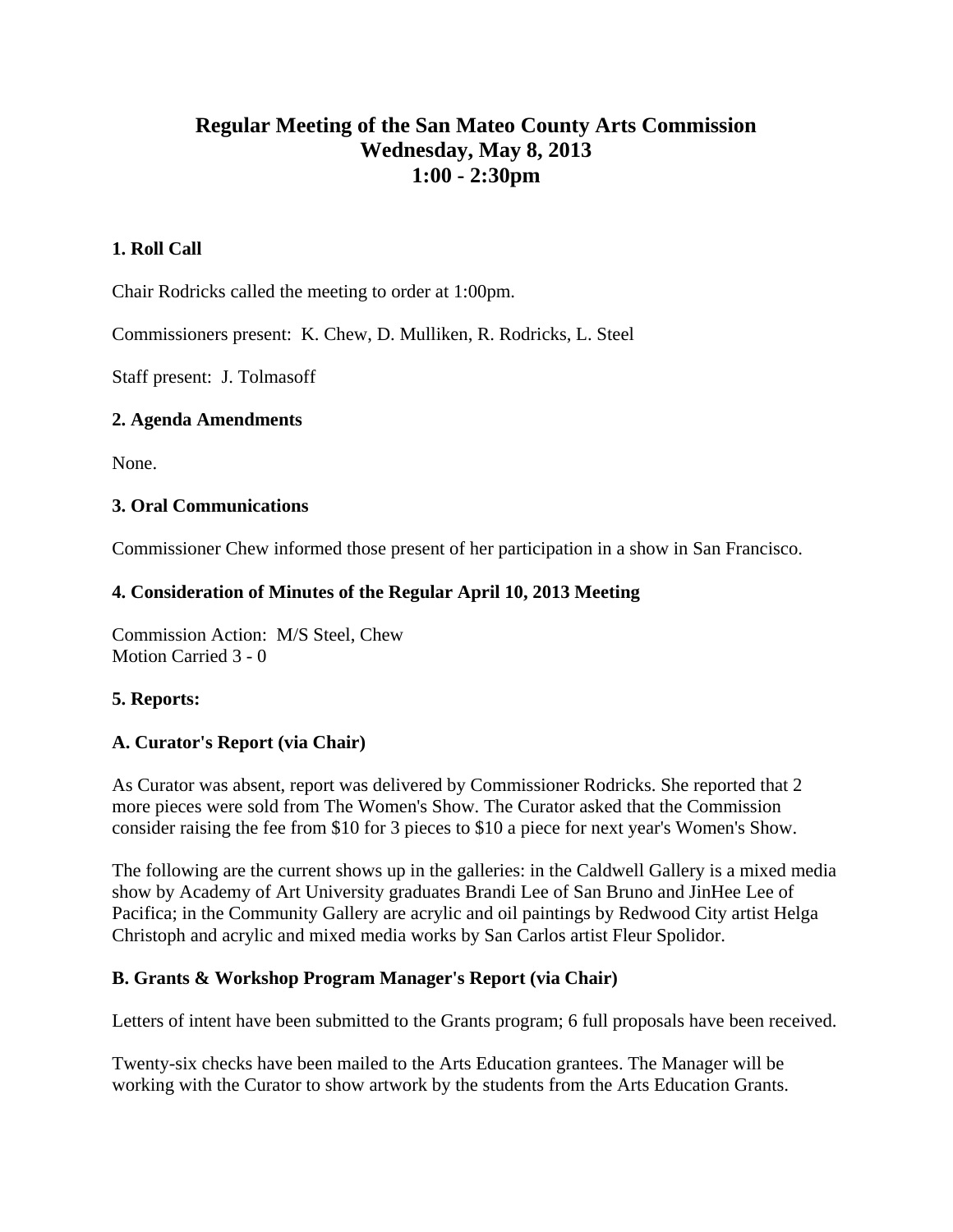# Regular Meeting of the San Mateo County Arts Commission
# Wednesday, May 8, 2013
# 1:00 - 2:30pm

### 1. Roll Call

Chair Rodricks called the meeting to order at 1:00pm.

Commissioners present: K. Chew, D. Mulliken, R. Rodricks, L. Steel

Staff present: J. Tolmasoff

### 2. Agenda Amendments

None.

### 3. Oral Communications

Commissioner Chew informed those present of her participation in a show in San Francisco.

### 4. Consideration of Minutes of the Regular April 10, 2013 Meeting

Commission Action: M/S Steel, Chew
Motion Carried 3 - 0

### 5. Reports:

### A. Curator's Report (via Chair)

As Curator was absent, report was delivered by Commissioner Rodricks. She reported that 2 more pieces were sold from The Women's Show. The Curator asked that the Commission consider raising the fee from $10 for 3 pieces to $10 a piece for next year's Women's Show.

The following are the current shows up in the galleries: in the Caldwell Gallery is a mixed media show by Academy of Art University graduates Brandi Lee of San Bruno and JinHee Lee of Pacifica; in the Community Gallery are acrylic and oil paintings by Redwood City artist Helga Christoph and acrylic and mixed media works by San Carlos artist Fleur Spolidor.

### B. Grants & Workshop Program Manager's Report (via Chair)

Letters of intent have been submitted to the Grants program; 6 full proposals have been received.

Twenty-six checks have been mailed to the Arts Education grantees. The Manager will be working with the Curator to show artwork by the students from the Arts Education Grants.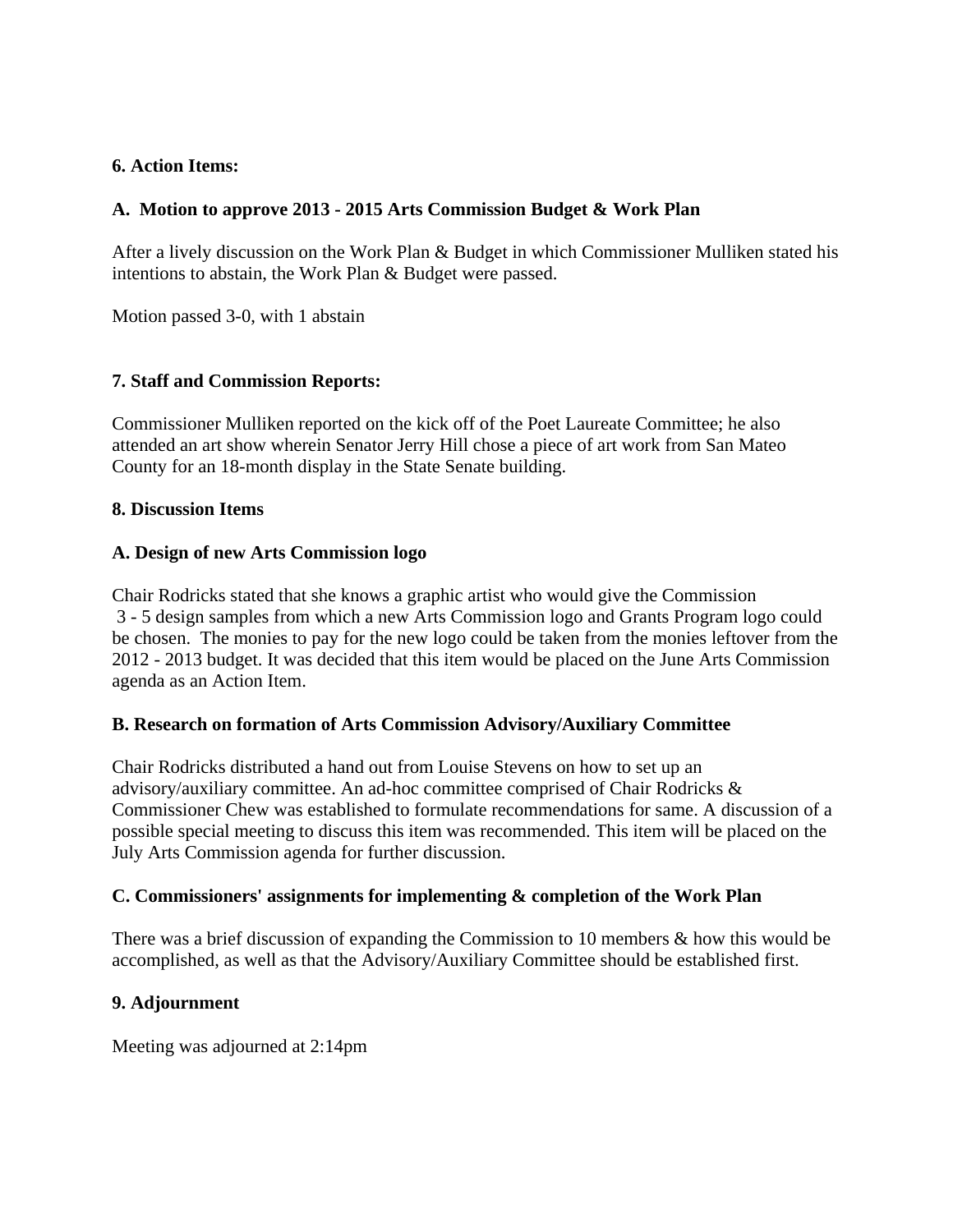**6. Action Items:**

**A. Motion to approve 2013 - 2015 Arts Commission Budget & Work Plan**

After a lively discussion on the Work Plan & Budget in which Commissioner Mulliken stated his intentions to abstain, the Work Plan & Budget were passed.

Motion passed 3-0, with 1 abstain

**7. Staff and Commission Reports:**

Commissioner Mulliken reported on the kick off of the Poet Laureate Committee; he also attended an art show wherein Senator Jerry Hill chose a piece of art work from San Mateo County for an 18-month display in the State Senate building.

**8. Discussion Items**

**A. Design of new Arts Commission logo**

Chair Rodricks stated that she knows a graphic artist who would give the Commission 3 - 5 design samples from which a new Arts Commission logo and Grants Program logo could be chosen. The monies to pay for the new logo could be taken from the monies leftover from the 2012 - 2013 budget. It was decided that this item would be placed on the June Arts Commission agenda as an Action Item.

**B. Research on formation of Arts Commission Advisory/Auxiliary Committee**

Chair Rodricks distributed a hand out from Louise Stevens on how to set up an advisory/auxiliary committee. An ad-hoc committee comprised of Chair Rodricks & Commissioner Chew was established to formulate recommendations for same. A discussion of a possible special meeting to discuss this item was recommended. This item will be placed on the July Arts Commission agenda for further discussion.

**C. Commissioners' assignments for implementing & completion of the Work Plan**

There was a brief discussion of expanding the Commission to 10 members & how this would be accomplished, as well as that the Advisory/Auxiliary Committee should be established first.

**9. Adjournment**

Meeting was adjourned at 2:14pm